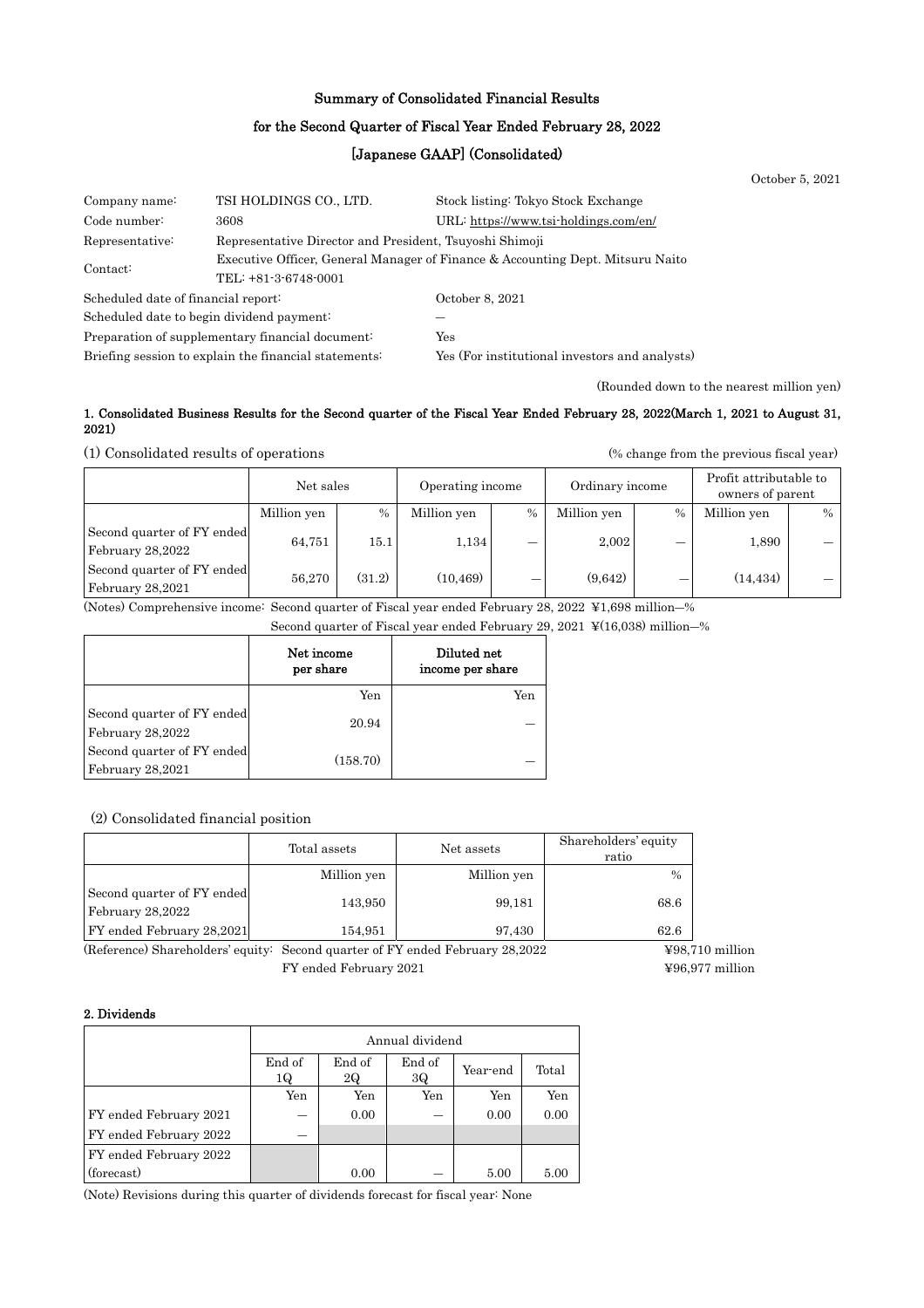# Summary of Consolidated Financial Results
# for the Second Quarter of Fiscal Year Ended February 28, 2022
# [Japanese GAAP] (Consolidated)

October 5, 2021

| | | |
|---|---|---|
| Company name: | TSI HOLDINGS CO., LTD. | Stock listing: Tokyo Stock Exchange |
| Code number: | 3608 | URL: https://www.tsi-holdings.com/en/ |
| Representative: | Representative Director and President, Tsuyoshi Shimoji | |
| Contact: | Executive Officer, General Manager of Finance & Accounting Dept. Mitsuru Naito<br>TEL: +81-3-6748-0001 | |
| Scheduled date of financial report: | | October 8, 2021 |
| Scheduled date to begin dividend payment: | | — |
| Preparation of supplementary financial document: | | Yes |
| Briefing session to explain the financial statements: | | Yes (For institutional investors and analysts) |

(Rounded down to the nearest million yen)

### 1. Consolidated Business Results for the Second quarter of the Fiscal Year Ended February 28, 2022(March 1, 2021 to August 31, 2021)

(1) Consolidated results of operations (% change from the previous fiscal year)

| | Net sales | | Operating income | | Ordinary income | | Profit attributable to owners of parent | |
|---|---|---|---|---|---|---|---|---|
| | Million yen | % | Million yen | % | Million yen | % | Million yen | % |
| Second quarter of FY ended February 28,2022 | 64,751 | 15.1 | 1,134 | — | 2,002 | — | 1,890 | — |
| Second quarter of FY ended February 28,2021 | 56,270 | (31.2) | (10,469) | — | (9,642) | — | (14,434) | — |

(Notes) Comprehensive income: Second quarter of Fiscal year ended February 28, 2022 ¥1,698 million—%
Second quarter of Fiscal year ended February 29, 2021 ¥(16,038) million—%

| | Net income per share | Diluted net income per share |
|---|---|---|
| | Yen | Yen |
| Second quarter of FY ended February 28,2022 | 20.94 | — |
| Second quarter of FY ended February 28,2021 | (158.70) | — |

(2) Consolidated financial position

| | Total assets | Net assets | Shareholders' equity ratio |
|---|---|---|---|
| | Million yen | Million yen | % |
| Second quarter of FY ended February 28,2022 | 143,950 | 99,181 | 68.6 |
| FY ended February 28,2021 | 154,951 | 97,430 | 62.6 |

(Reference) Shareholders' equity: Second quarter of FY ended February 28,2022 ¥98,710 million
FY ended February 2021 ¥96,977 million

### 2. Dividends

| | Annual dividend | | | | |
|---|---|---|---|---|---|
| | End of 1Q | End of 2Q | End of 3Q | Year-end | Total |
| | Yen | Yen | Yen | Yen | Yen |
| FY ended February 2021 | — | 0.00 | — | 0.00 | 0.00 |
| FY ended February 2022 | — | | | | |
| FY ended February 2022 (forecast) | | 0.00 | — | 5.00 | 5.00 |

(Note) Revisions during this quarter of dividends forecast for fiscal year: None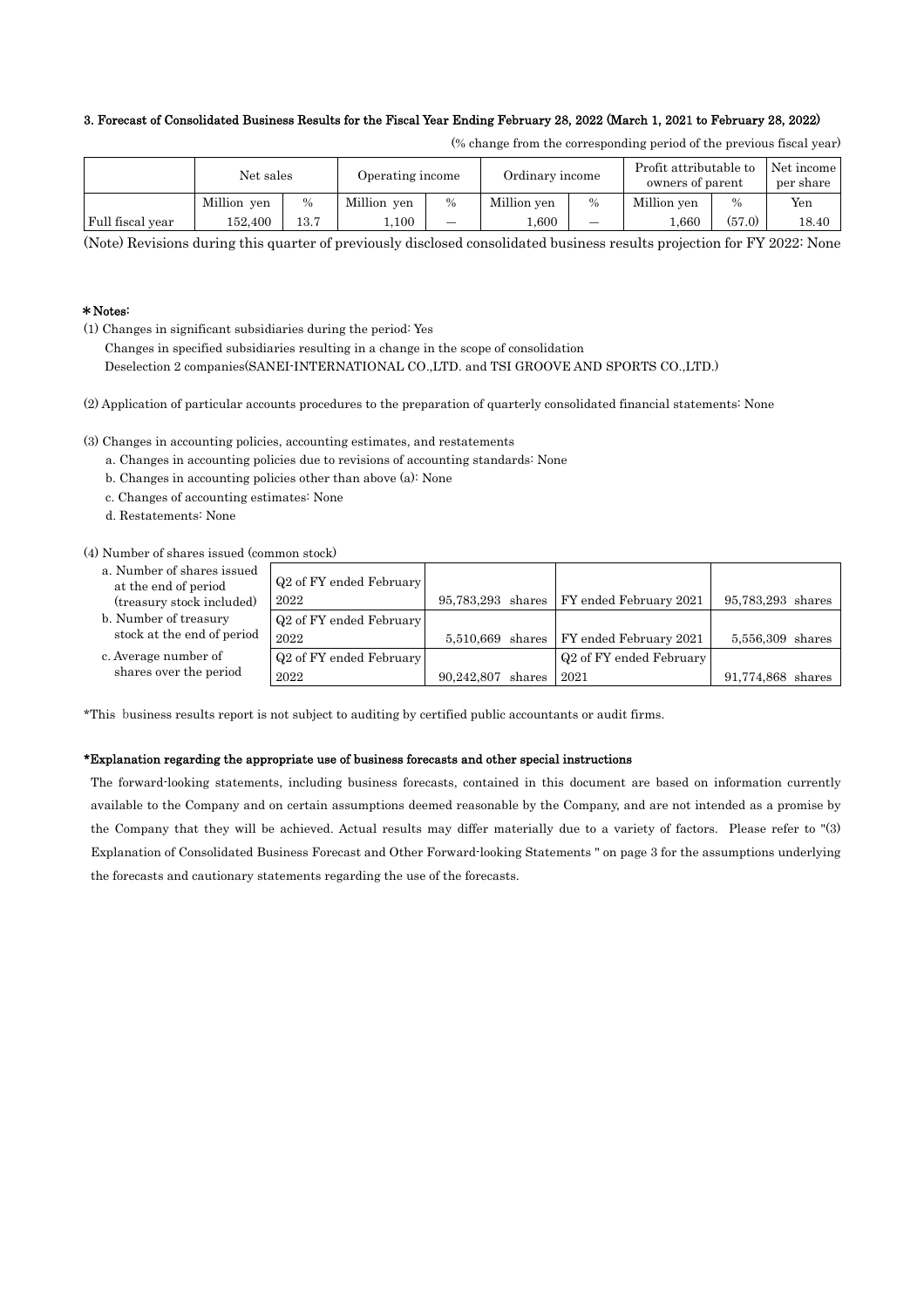### 3. Forecast of Consolidated Business Results for the Fiscal Year Ending February 28, 2022 (March 1, 2021 to February 28, 2022)

(% change from the corresponding period of the previous fiscal year)

| | Net sales | | Operating income | | Ordinary income | | Profit attributable to owners of parent | | Net income per share |
|---|---|---|---|---|---|---|---|---|---|
| | Million yen | % | Million yen | % | Million yen | % | Million yen | % | Yen |
| Full fiscal year | 152,400 | 13.7 | 1,100 | — | 1,600 | — | 1,660 | (57.0) | 18.40 |

(Note) Revisions during this quarter of previously disclosed consolidated business results projection for FY 2022: None

**＊Notes:**

(1) Changes in significant subsidiaries during the period: Yes
Changes in specified subsidiaries resulting in a change in the scope of consolidation
Deselection 2 companies(SANEI-INTERNATIONAL CO.,LTD. and TSI GROOVE AND SPORTS CO.,LTD.)

(2) Application of particular accounts procedures to the preparation of quarterly consolidated financial statements: None

(3) Changes in accounting policies, accounting estimates, and restatements
a. Changes in accounting policies due to revisions of accounting standards: None
b. Changes in accounting policies other than above (a): None
c. Changes of accounting estimates: None
d. Restatements: None

(4) Number of shares issued (common stock)

| | | | | |
|---|---|---|---|---|
| a. Number of shares issued at the end of period (treasury stock included) | Q2 of FY ended February 2022 | 95,783,293 shares | FY ended February 2021 | 95,783,293 shares |
| b. Number of treasury stock at the end of period | Q2 of FY ended February 2022 | 5,510,669 shares | FY ended February 2021 | 5,556,309 shares |
| c. Average number of shares over the period | Q2 of FY ended February 2022 | 90,242,807 shares | Q2 of FY ended February 2021 | 91,774,868 shares |

*This business results report is not subject to auditing by certified public accountants or audit firms.

**\*Explanation regarding the appropriate use of business forecasts and other special instructions**

The forward-looking statements, including business forecasts, contained in this document are based on information currently available to the Company and on certain assumptions deemed reasonable by the Company, and are not intended as a promise by the Company that they will be achieved. Actual results may differ materially due to a variety of factors. Please refer to "(3) Explanation of Consolidated Business Forecast and Other Forward-looking Statements " on page 3 for the assumptions underlying the forecasts and cautionary statements regarding the use of the forecasts.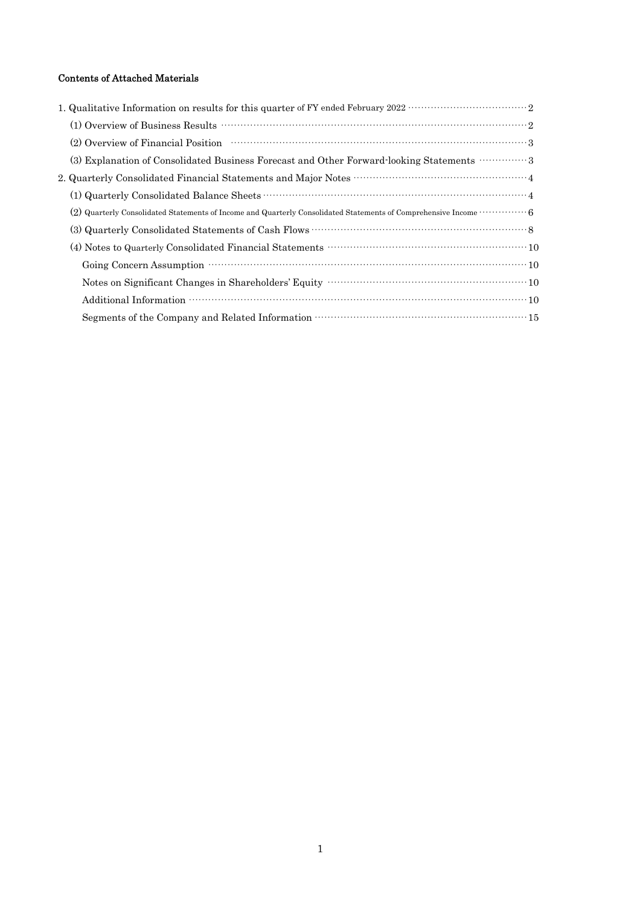**Contents of Attached Materials**

1. Qualitative Information on results for this quarter of FY ended February 2022 ········· 2
   - (1) Overview of Business Results ········· 2
   - (2) Overview of Financial Position ········· 3
   - (3) Explanation of Consolidated Business Forecast and Other Forward-looking Statements ········· 3
2. Quarterly Consolidated Financial Statements and Major Notes ········· 4
   - (1) Quarterly Consolidated Balance Sheets ········· 4
   - (2) Quarterly Consolidated Statements of Income and Quarterly Consolidated Statements of Comprehensive Income ········· 6
   - (3) Quarterly Consolidated Statements of Cash Flows ········· 8
   - (4) Notes to Quarterly Consolidated Financial Statements ········· 10
     - Going Concern Assumption ········· 10
     - Notes on Significant Changes in Shareholders' Equity ········· 10
     - Additional Information ········· 10
     - Segments of the Company and Related Information ········· 15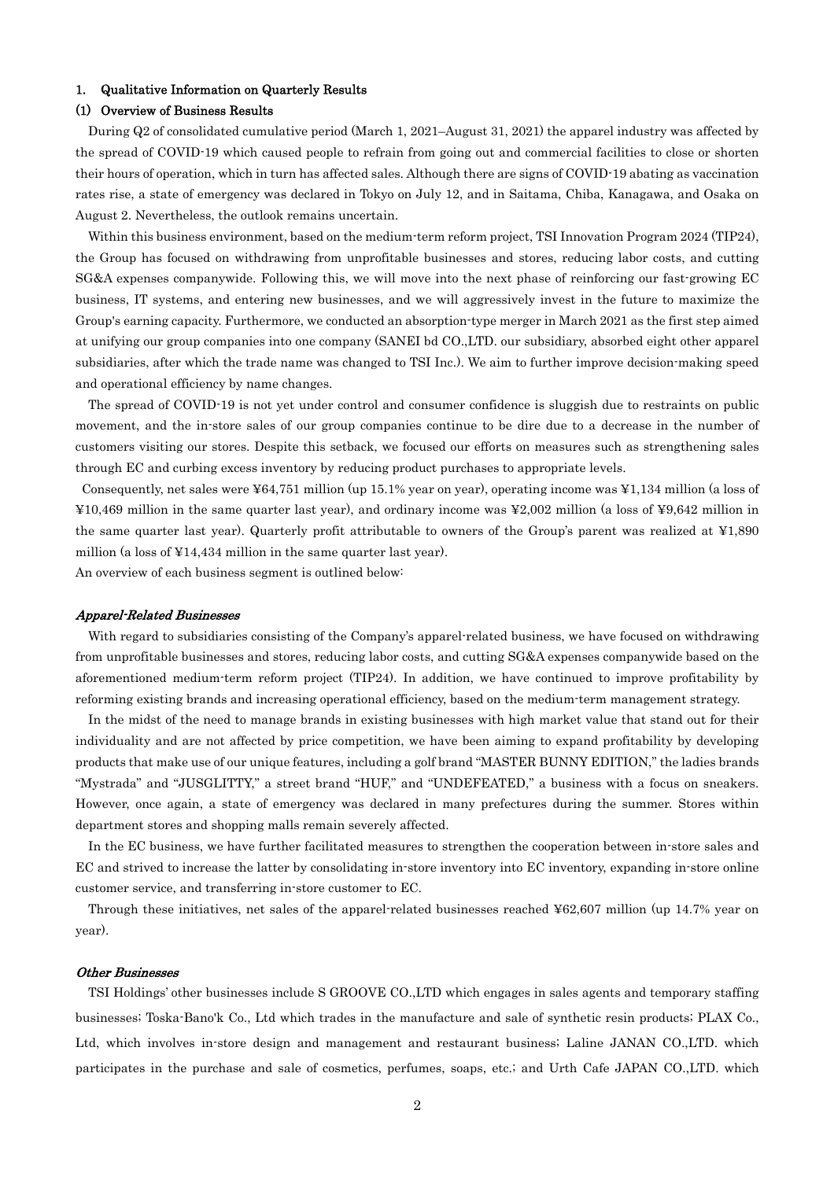## 1. Qualitative Information on Quarterly Results

### (1) Overview of Business Results

During Q2 of consolidated cumulative period (March 1, 2021–August 31, 2021) the apparel industry was affected by the spread of COVID-19 which caused people to refrain from going out and commercial facilities to close or shorten their hours of operation, which in turn has affected sales. Although there are signs of COVID-19 abating as vaccination rates rise, a state of emergency was declared in Tokyo on July 12, and in Saitama, Chiba, Kanagawa, and Osaka on August 2. Nevertheless, the outlook remains uncertain.

Within this business environment, based on the medium-term reform project, TSI Innovation Program 2024 (TIP24), the Group has focused on withdrawing from unprofitable businesses and stores, reducing labor costs, and cutting SG&A expenses companywide. Following this, we will move into the next phase of reinforcing our fast-growing EC business, IT systems, and entering new businesses, and we will aggressively invest in the future to maximize the Group's earning capacity. Furthermore, we conducted an absorption-type merger in March 2021 as the first step aimed at unifying our group companies into one company (SANEI bd CO.,LTD. our subsidiary, absorbed eight other apparel subsidiaries, after which the trade name was changed to TSI Inc.). We aim to further improve decision-making speed and operational efficiency by name changes.

The spread of COVID-19 is not yet under control and consumer confidence is sluggish due to restraints on public movement, and the in-store sales of our group companies continue to be dire due to a decrease in the number of customers visiting our stores. Despite this setback, we focused our efforts on measures such as strengthening sales through EC and curbing excess inventory by reducing product purchases to appropriate levels.

Consequently, net sales were ¥64,751 million (up 15.1% year on year), operating income was ¥1,134 million (a loss of ¥10,469 million in the same quarter last year), and ordinary income was ¥2,002 million (a loss of ¥9,642 million in the same quarter last year). Quarterly profit attributable to owners of the Group's parent was realized at ¥1,890 million (a loss of ¥14,434 million in the same quarter last year).

An overview of each business segment is outlined below:

*Apparel-Related Businesses*

With regard to subsidiaries consisting of the Company's apparel-related business, we have focused on withdrawing from unprofitable businesses and stores, reducing labor costs, and cutting SG&A expenses companywide based on the aforementioned medium-term reform project (TIP24). In addition, we have continued to improve profitability by reforming existing brands and increasing operational efficiency, based on the medium-term management strategy.

In the midst of the need to manage brands in existing businesses with high market value that stand out for their individuality and are not affected by price competition, we have been aiming to expand profitability by developing products that make use of our unique features, including a golf brand "MASTER BUNNY EDITION," the ladies brands "Mystrada" and "JUSGLITTY," a street brand "HUF," and "UNDEFEATED," a business with a focus on sneakers. However, once again, a state of emergency was declared in many prefectures during the summer. Stores within department stores and shopping malls remain severely affected.

In the EC business, we have further facilitated measures to strengthen the cooperation between in-store sales and EC and strived to increase the latter by consolidating in-store inventory into EC inventory, expanding in-store online customer service, and transferring in-store customer to EC.

Through these initiatives, net sales of the apparel-related businesses reached ¥62,607 million (up 14.7% year on year).

*Other Businesses*

TSI Holdings' other businesses include S GROOVE CO.,LTD which engages in sales agents and temporary staffing businesses; Toska-Bano'k Co., Ltd which trades in the manufacture and sale of synthetic resin products; PLAX Co., Ltd, which involves in-store design and management and restaurant business; Laline JANAN CO.,LTD. which participates in the purchase and sale of cosmetics, perfumes, soaps, etc.; and Urth Cafe JAPAN CO.,LTD. which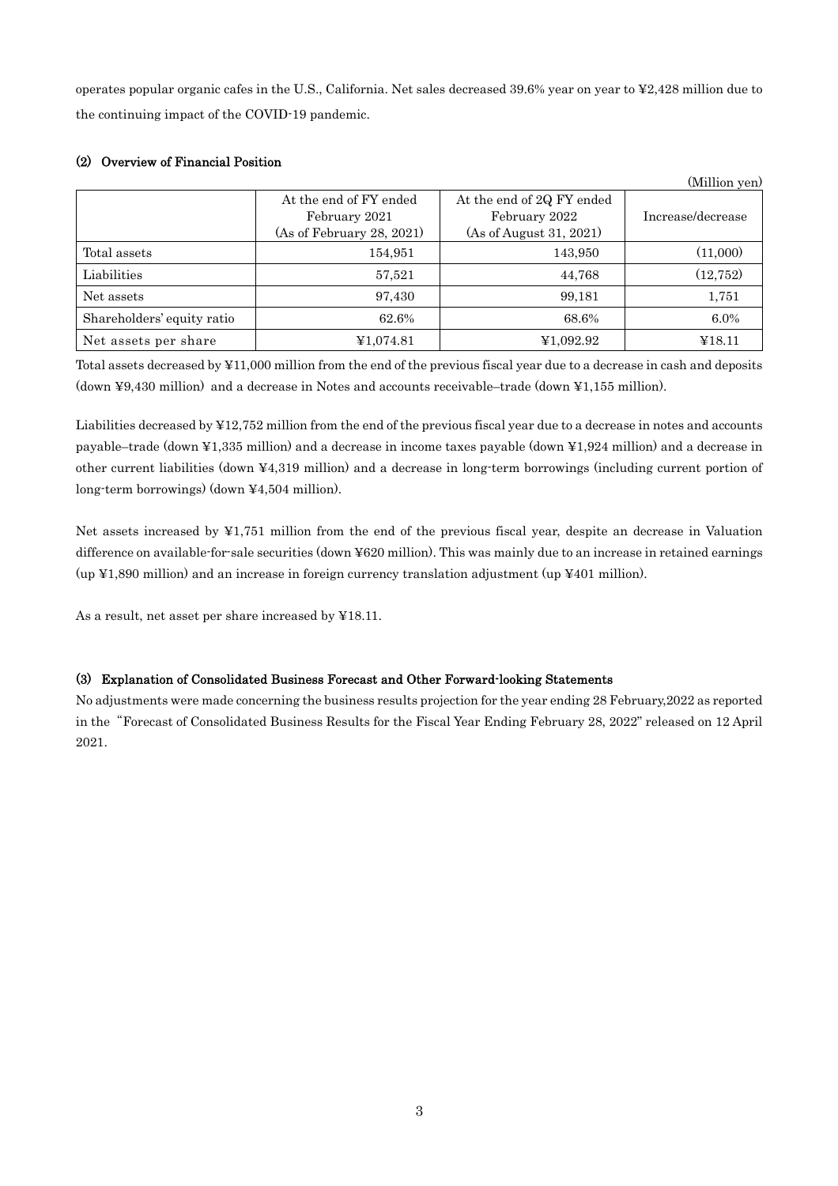operates popular organic cafes in the U.S., California. Net sales decreased 39.6% year on year to ¥2,428 million due to the continuing impact of the COVID-19 pandemic.

### (2) Overview of Financial Position

(Million yen)

| | At the end of FY ended February 2021 (As of February 28, 2021) | At the end of 2Q FY ended February 2022 (As of August 31, 2021) | Increase/decrease |
|---|---|---|---|
| Total assets | 154,951 | 143,950 | (11,000) |
| Liabilities | 57,521 | 44,768 | (12,752) |
| Net assets | 97,430 | 99,181 | 1,751 |
| Shareholders' equity ratio | 62.6% | 68.6% | 6.0% |
| Net assets per share | ¥1,074.81 | ¥1,092.92 | ¥18.11 |

Total assets decreased by ¥11,000 million from the end of the previous fiscal year due to a decrease in cash and deposits (down ¥9,430 million) and a decrease in Notes and accounts receivable–trade (down ¥1,155 million).

Liabilities decreased by ¥12,752 million from the end of the previous fiscal year due to a decrease in notes and accounts payable–trade (down ¥1,335 million) and a decrease in income taxes payable (down ¥1,924 million) and a decrease in other current liabilities (down ¥4,319 million) and a decrease in long-term borrowings (including current portion of long-term borrowings) (down ¥4,504 million).

Net assets increased by ¥1,751 million from the end of the previous fiscal year, despite an decrease in Valuation difference on available-for-sale securities (down ¥620 million). This was mainly due to an increase in retained earnings (up ¥1,890 million) and an increase in foreign currency translation adjustment (up ¥401 million).

As a result, net asset per share increased by ¥18.11.

### (3) Explanation of Consolidated Business Forecast and Other Forward-looking Statements

No adjustments were made concerning the business results projection for the year ending 28 February,2022 as reported in the "Forecast of Consolidated Business Results for the Fiscal Year Ending February 28, 2022" released on 12 April 2021.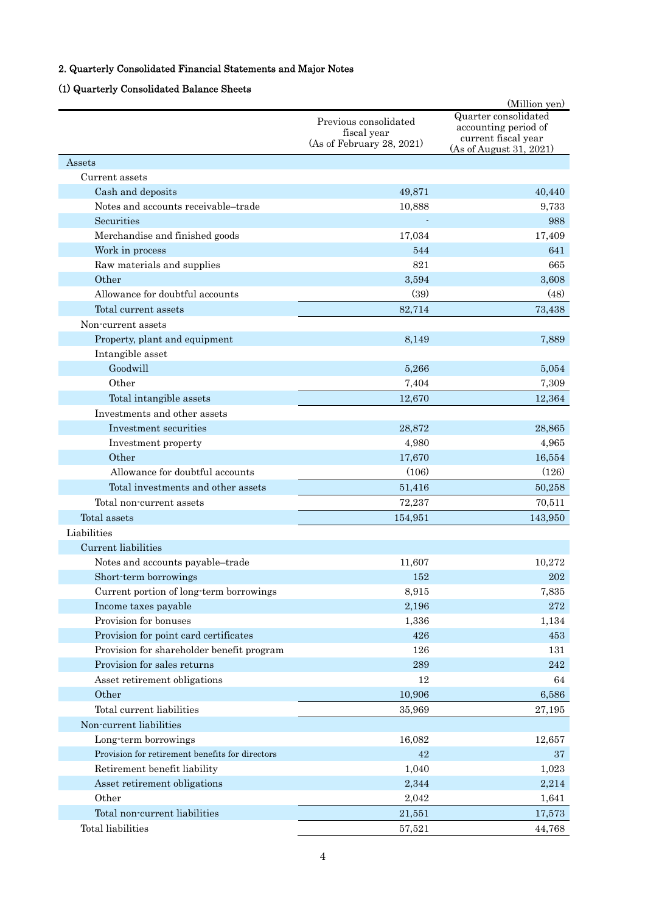## 2. Quarterly Consolidated Financial Statements and Major Notes

### (1) Quarterly Consolidated Balance Sheets

(Million yen)

| | Previous consolidated fiscal year (As of February 28, 2021) | Quarter consolidated accounting period of current fiscal year (As of August 31, 2021) |
|---|---|---|
| Assets | | |
| Current assets | | |
| Cash and deposits | 49,871 | 40,440 |
| Notes and accounts receivable–trade | 10,888 | 9,733 |
| Securities | - | 988 |
| Merchandise and finished goods | 17,034 | 17,409 |
| Work in process | 544 | 641 |
| Raw materials and supplies | 821 | 665 |
| Other | 3,594 | 3,608 |
| Allowance for doubtful accounts | (39) | (48) |
| Total current assets | 82,714 | 73,438 |
| Non-current assets | | |
| Property, plant and equipment | 8,149 | 7,889 |
| Intangible asset | | |
| Goodwill | 5,266 | 5,054 |
| Other | 7,404 | 7,309 |
| Total intangible assets | 12,670 | 12,364 |
| Investments and other assets | | |
| Investment securities | 28,872 | 28,865 |
| Investment property | 4,980 | 4,965 |
| Other | 17,670 | 16,554 |
| Allowance for doubtful accounts | (106) | (126) |
| Total investments and other assets | 51,416 | 50,258 |
| Total non-current assets | 72,237 | 70,511 |
| Total assets | 154,951 | 143,950 |
| Liabilities | | |
| Current liabilities | | |
| Notes and accounts payable–trade | 11,607 | 10,272 |
| Short-term borrowings | 152 | 202 |
| Current portion of long-term borrowings | 8,915 | 7,835 |
| Income taxes payable | 2,196 | 272 |
| Provision for bonuses | 1,336 | 1,134 |
| Provision for point card certificates | 426 | 453 |
| Provision for shareholder benefit program | 126 | 131 |
| Provision for sales returns | 289 | 242 |
| Asset retirement obligations | 12 | 64 |
| Other | 10,906 | 6,586 |
| Total current liabilities | 35,969 | 27,195 |
| Non-current liabilities | | |
| Long-term borrowings | 16,082 | 12,657 |
| Provision for retirement benefits for directors | 42 | 37 |
| Retirement benefit liability | 1,040 | 1,023 |
| Asset retirement obligations | 2,344 | 2,214 |
| Other | 2,042 | 1,641 |
| Total non-current liabilities | 21,551 | 17,573 |
| Total liabilities | 57,521 | 44,768 |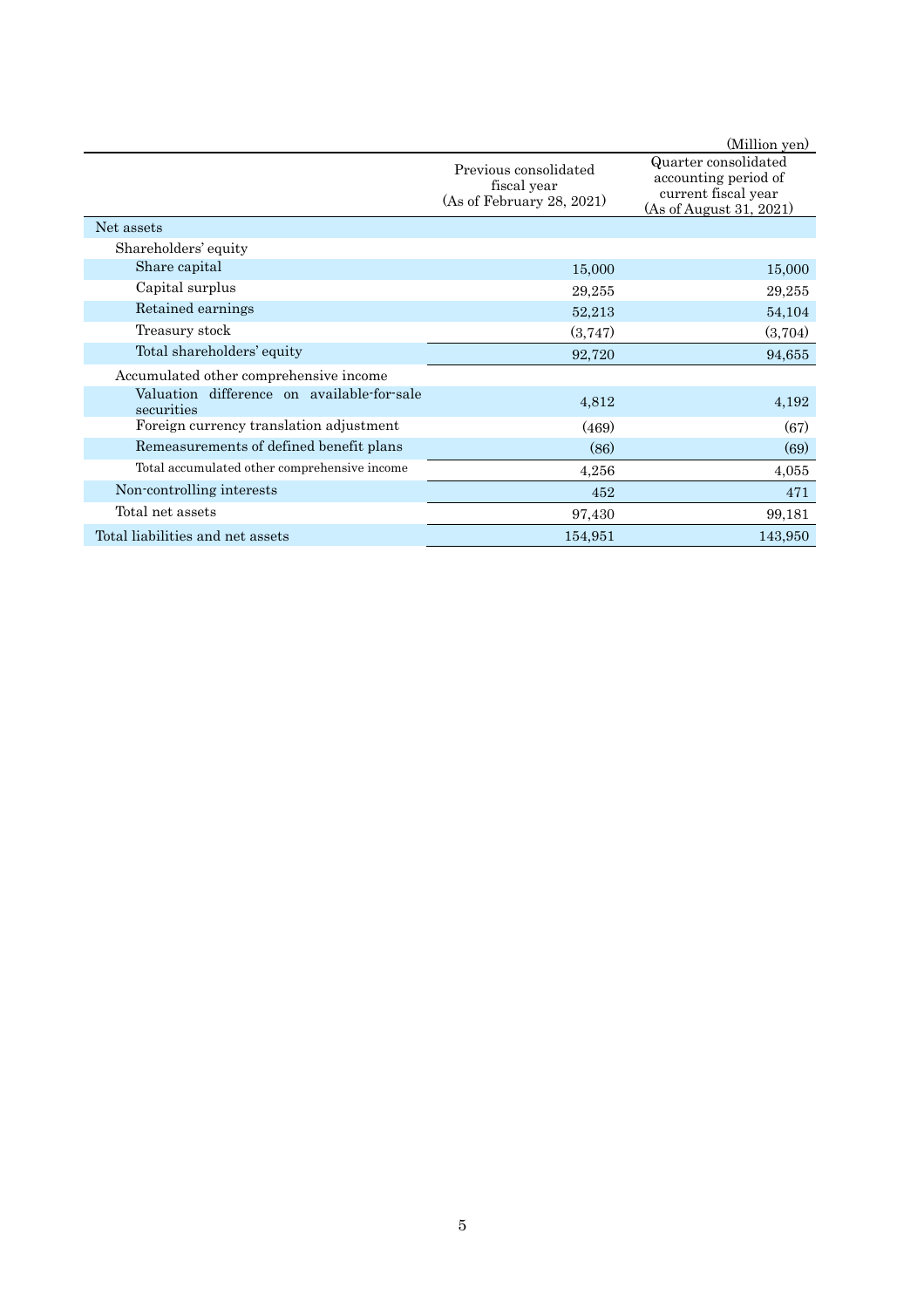(Million yen)

| | Previous consolidated fiscal year (As of February 28, 2021) | Quarter consolidated accounting period of current fiscal year (As of August 31, 2021) |
|---|---|---|
| Net assets | | |
| Shareholders' equity | | |
| Share capital | 15,000 | 15,000 |
| Capital surplus | 29,255 | 29,255 |
| Retained earnings | 52,213 | 54,104 |
| Treasury stock | (3,747) | (3,704) |
| Total shareholders' equity | 92,720 | 94,655 |
| Accumulated other comprehensive income | | |
| Valuation difference on available-for-sale securities | 4,812 | 4,192 |
| Foreign currency translation adjustment | (469) | (67) |
| Remeasurements of defined benefit plans | (86) | (69) |
| Total accumulated other comprehensive income | 4,256 | 4,055 |
| Non-controlling interests | 452 | 471 |
| Total net assets | 97,430 | 99,181 |
| Total liabilities and net assets | 154,951 | 143,950 |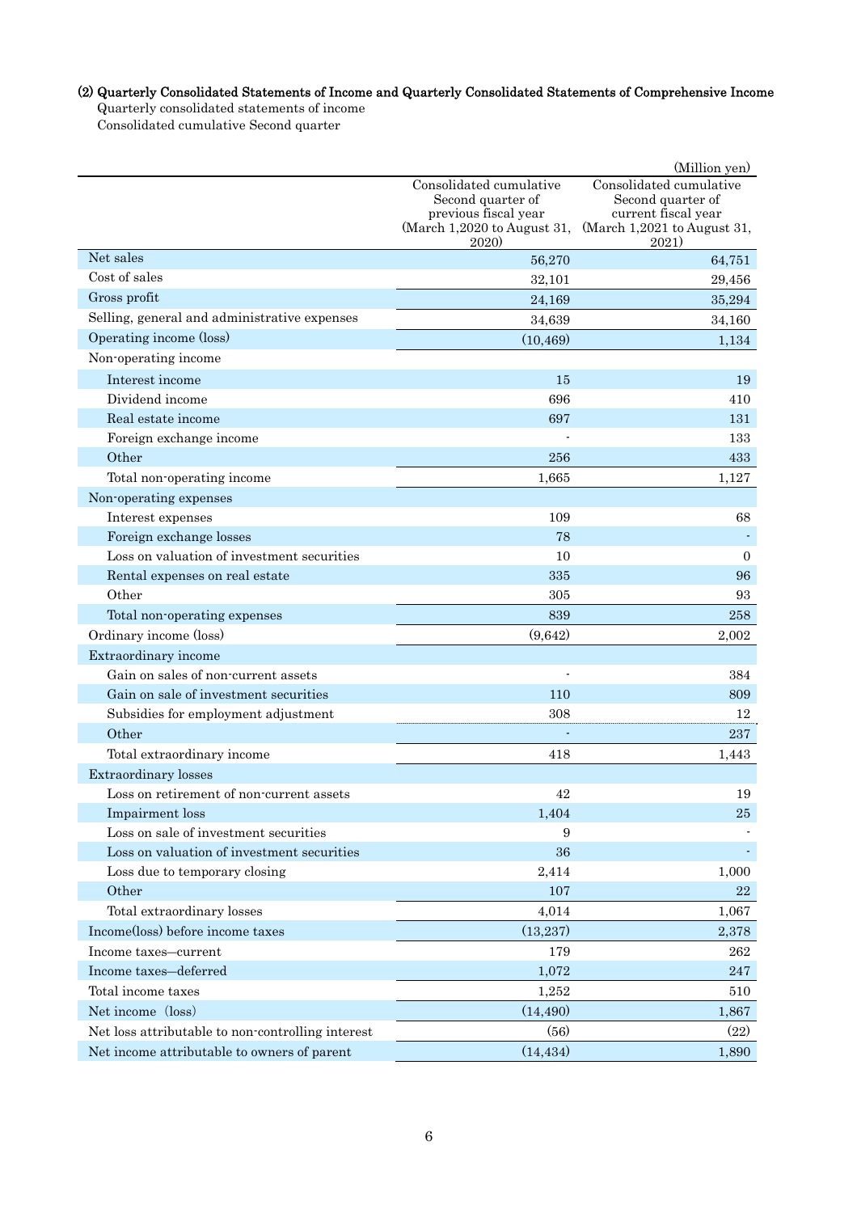#### (2) Quarterly Consolidated Statements of Income and Quarterly Consolidated Statements of Comprehensive Income

Quarterly consolidated statements of income

Consolidated cumulative Second quarter

(Million yen)

| | Consolidated cumulative Second quarter of previous fiscal year (March 1,2020 to August 31, 2020) | Consolidated cumulative Second quarter of current fiscal year (March 1,2021 to August 31, 2021) |
|---|---|---|
| Net sales | 56,270 | 64,751 |
| Cost of sales | 32,101 | 29,456 |
| Gross profit | 24,169 | 35,294 |
| Selling, general and administrative expenses | 34,639 | 34,160 |
| Operating income (loss) | (10,469) | 1,134 |
| Non-operating income | | |
| Interest income | 15 | 19 |
| Dividend income | 696 | 410 |
| Real estate income | 697 | 131 |
| Foreign exchange income | - | 133 |
| Other | 256 | 433 |
| Total non-operating income | 1,665 | 1,127 |
| Non-operating expenses | | |
| Interest expenses | 109 | 68 |
| Foreign exchange losses | 78 | - |
| Loss on valuation of investment securities | 10 | 0 |
| Rental expenses on real estate | 335 | 96 |
| Other | 305 | 93 |
| Total non-operating expenses | 839 | 258 |
| Ordinary income (loss) | (9,642) | 2,002 |
| Extraordinary income | | |
| Gain on sales of non-current assets | - | 384 |
| Gain on sale of investment securities | 110 | 809 |
| Subsidies for employment adjustment | 308 | 12 |
| Other | - | 237 |
| Total extraordinary income | 418 | 1,443 |
| Extraordinary losses | | |
| Loss on retirement of non-current assets | 42 | 19 |
| Impairment loss | 1,404 | 25 |
| Loss on sale of investment securities | 9 | - |
| Loss on valuation of investment securities | 36 | - |
| Loss due to temporary closing | 2,414 | 1,000 |
| Other | 107 | 22 |
| Total extraordinary losses | 4,014 | 1,067 |
| Income(loss) before income taxes | (13,237) | 2,378 |
| Income taxes—current | 179 | 262 |
| Income taxes—deferred | 1,072 | 247 |
| Total income taxes | 1,252 | 510 |
| Net income (loss) | (14,490) | 1,867 |
| Net loss attributable to non-controlling interest | (56) | (22) |
| Net income attributable to owners of parent | (14,434) | 1,890 |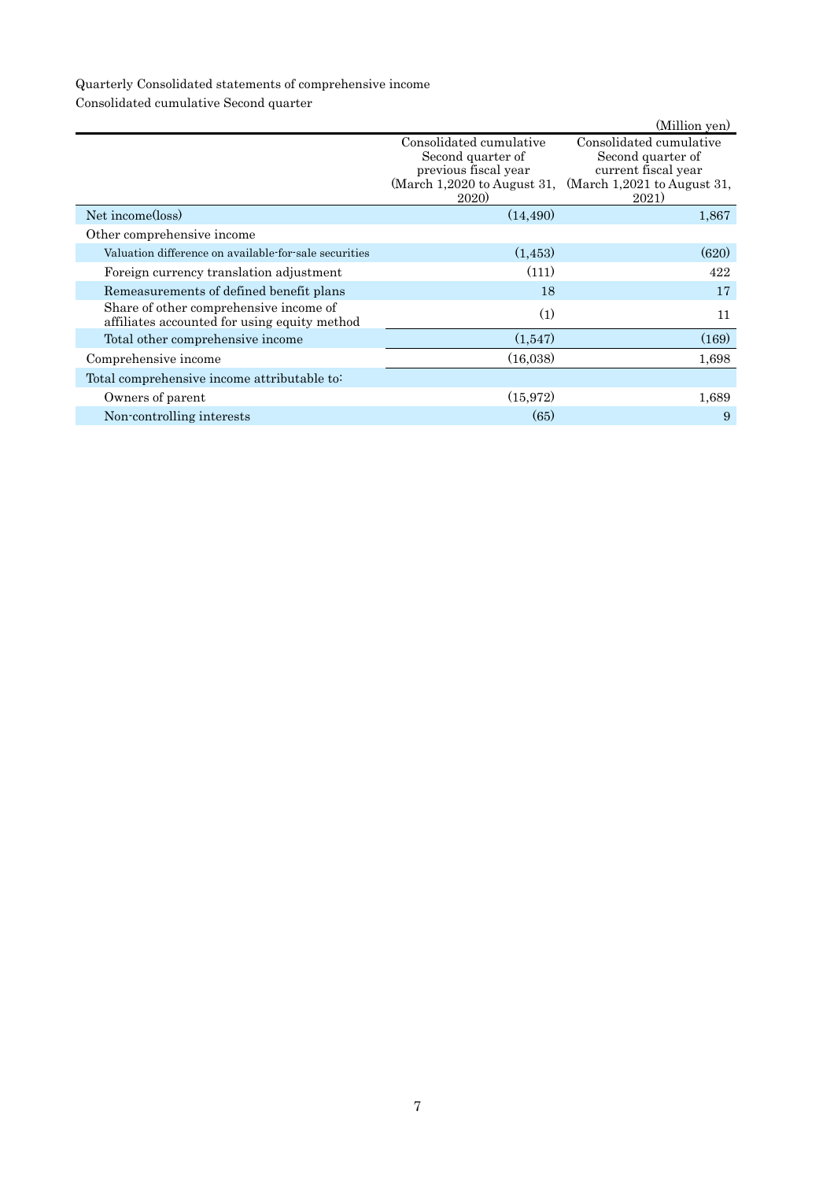Quarterly Consolidated statements of comprehensive income

Consolidated cumulative Second quarter

(Million yen)

| | Consolidated cumulative Second quarter of previous fiscal year (March 1,2020 to August 31, 2020) | Consolidated cumulative Second quarter of current fiscal year (March 1,2021 to August 31, 2021) |
|---|---|---|
| Net income(loss) | (14,490) | 1,867 |
| Other comprehensive income | | |
| Valuation difference on available-for-sale securities | (1,453) | (620) |
| Foreign currency translation adjustment | (111) | 422 |
| Remeasurements of defined benefit plans | 18 | 17 |
| Share of other comprehensive income of affiliates accounted for using equity method | (1) | 11 |
| Total other comprehensive income | (1,547) | (169) |
| Comprehensive income | (16,038) | 1,698 |
| Total comprehensive income attributable to: | | |
| Owners of parent | (15,972) | 1,689 |
| Non-controlling interests | (65) | 9 |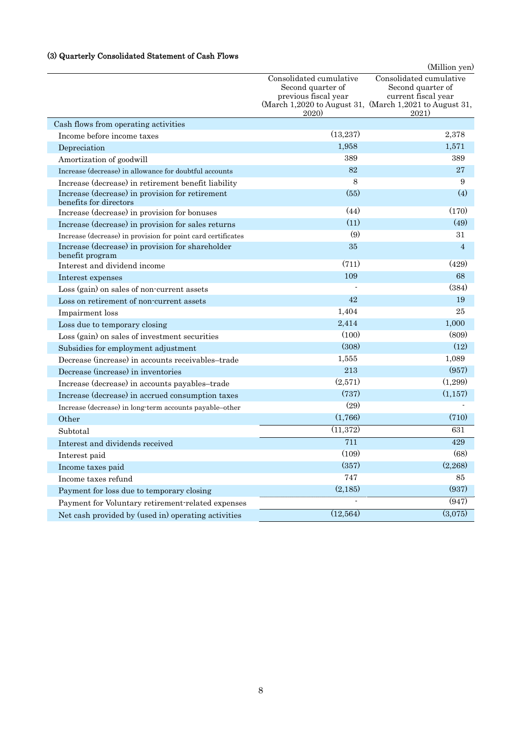### (3) Quarterly Consolidated Statement of Cash Flows

(Million yen)

| | Consolidated cumulative Second quarter of previous fiscal year (March 1,2020 to August 31, 2020) | Consolidated cumulative Second quarter of current fiscal year (March 1,2021 to August 31, 2021) |
|---|---|---|
| Cash flows from operating activities | | |
| Income before income taxes | (13,237) | 2,378 |
| Depreciation | 1,958 | 1,571 |
| Amortization of goodwill | 389 | 389 |
| Increase (decrease) in allowance for doubtful accounts | 82 | 27 |
| Increase (decrease) in retirement benefit liability | 8 | 9 |
| Increase (decrease) in provision for retirement benefits for directors | (55) | (4) |
| Increase (decrease) in provision for bonuses | (44) | (170) |
| Increase (decrease) in provision for sales returns | (11) | (49) |
| Increase (decrease) in provision for point card certificates | (9) | 31 |
| Increase (decrease) in provision for shareholder benefit program | 35 | 4 |
| Interest and dividend income | (711) | (429) |
| Interest expenses | 109 | 68 |
| Loss (gain) on sales of non-current assets | - | (384) |
| Loss on retirement of non-current assets | 42 | 19 |
| Impairment loss | 1,404 | 25 |
| Loss due to temporary closing | 2,414 | 1,000 |
| Loss (gain) on sales of investment securities | (100) | (809) |
| Subsidies for employment adjustment | (308) | (12) |
| Decrease (increase) in accounts receivables–trade | 1,555 | 1,089 |
| Decrease (increase) in inventories | 213 | (957) |
| Increase (decrease) in accounts payables–trade | (2,571) | (1,299) |
| Increase (decrease) in accrued consumption taxes | (737) | (1,157) |
| Increase (decrease) in long-term accounts payable–other | (29) | - |
| Other | (1,766) | (710) |
| Subtotal | (11,372) | 631 |
| Interest and dividends received | 711 | 429 |
| Interest paid | (109) | (68) |
| Income taxes paid | (357) | (2,268) |
| Income taxes refund | 747 | 85 |
| Payment for loss due to temporary closing | (2,185) | (937) |
| Payment for Voluntary retirement-related expenses | - | (947) |
| Net cash provided by (used in) operating activities | (12,564) | (3,075) |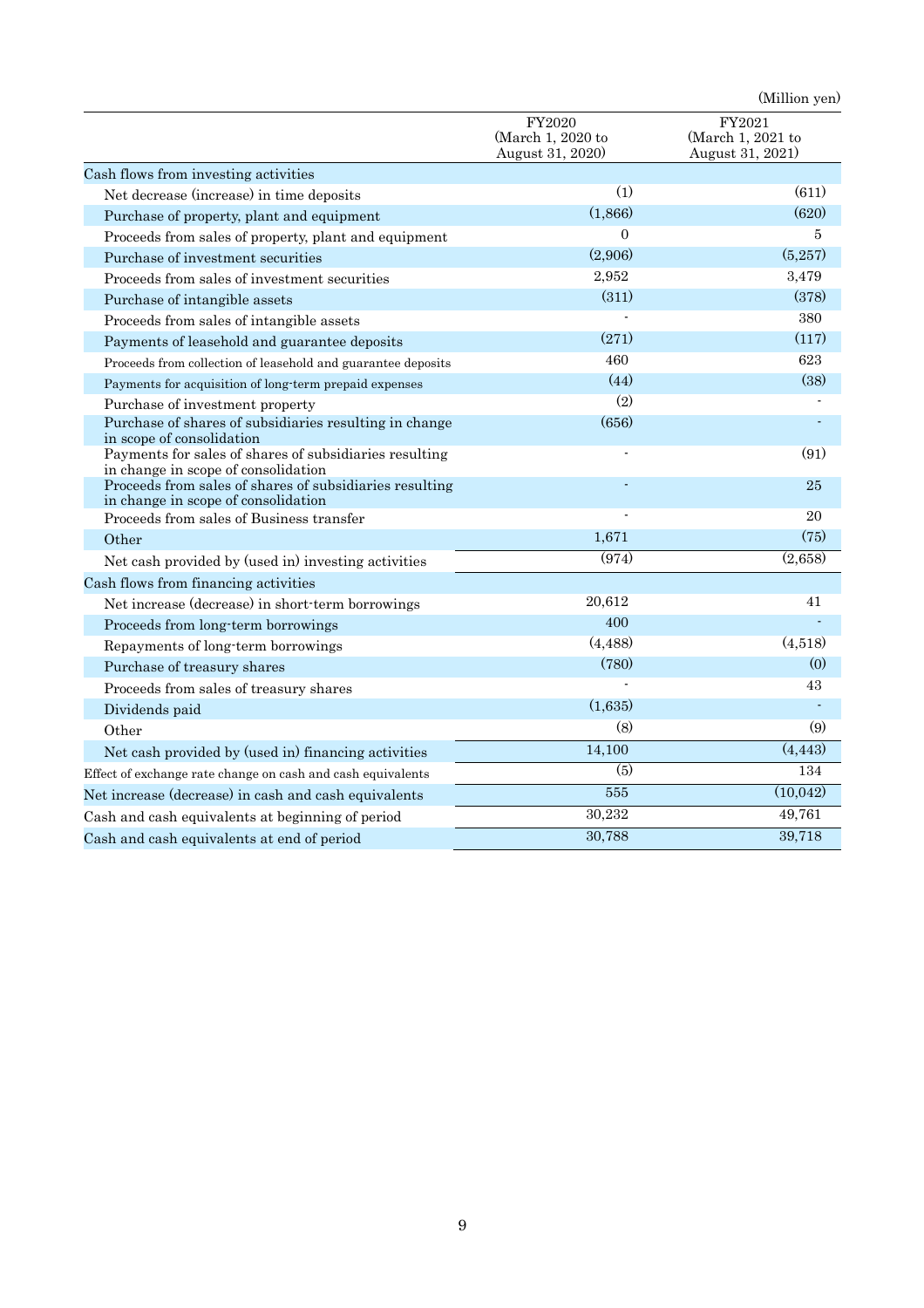(Million yen)

| | FY2020 (March 1, 2020 to August 31, 2020) | FY2021 (March 1, 2021 to August 31, 2021) |
|---|---|---|
| Cash flows from investing activities | | |
| Net decrease (increase) in time deposits | (1) | (611) |
| Purchase of property, plant and equipment | (1,866) | (620) |
| Proceeds from sales of property, plant and equipment | 0 | 5 |
| Purchase of investment securities | (2,906) | (5,257) |
| Proceeds from sales of investment securities | 2,952 | 3,479 |
| Purchase of intangible assets | (311) | (378) |
| Proceeds from sales of intangible assets | - | 380 |
| Payments of leasehold and guarantee deposits | (271) | (117) |
| Proceeds from collection of leasehold and guarantee deposits | 460 | 623 |
| Payments for acquisition of long-term prepaid expenses | (44) | (38) |
| Purchase of investment property | (2) | - |
| Purchase of shares of subsidiaries resulting in change in scope of consolidation | (656) | - |
| Payments for sales of shares of subsidiaries resulting in change in scope of consolidation | - | (91) |
| Proceeds from sales of shares of subsidiaries resulting in change in scope of consolidation | - | 25 |
| Proceeds from sales of Business transfer | - | 20 |
| Other | 1,671 | (75) |
| Net cash provided by (used in) investing activities | (974) | (2,658) |
| Cash flows from financing activities | | |
| Net increase (decrease) in short-term borrowings | 20,612 | 41 |
| Proceeds from long-term borrowings | 400 | - |
| Repayments of long-term borrowings | (4,488) | (4,518) |
| Purchase of treasury shares | (780) | (0) |
| Proceeds from sales of treasury shares | - | 43 |
| Dividends paid | (1,635) | - |
| Other | (8) | (9) |
| Net cash provided by (used in) financing activities | 14,100 | (4,443) |
| Effect of exchange rate change on cash and cash equivalents | (5) | 134 |
| Net increase (decrease) in cash and cash equivalents | 555 | (10,042) |
| Cash and cash equivalents at beginning of period | 30,232 | 49,761 |
| Cash and cash equivalents at end of period | 30,788 | 39,718 |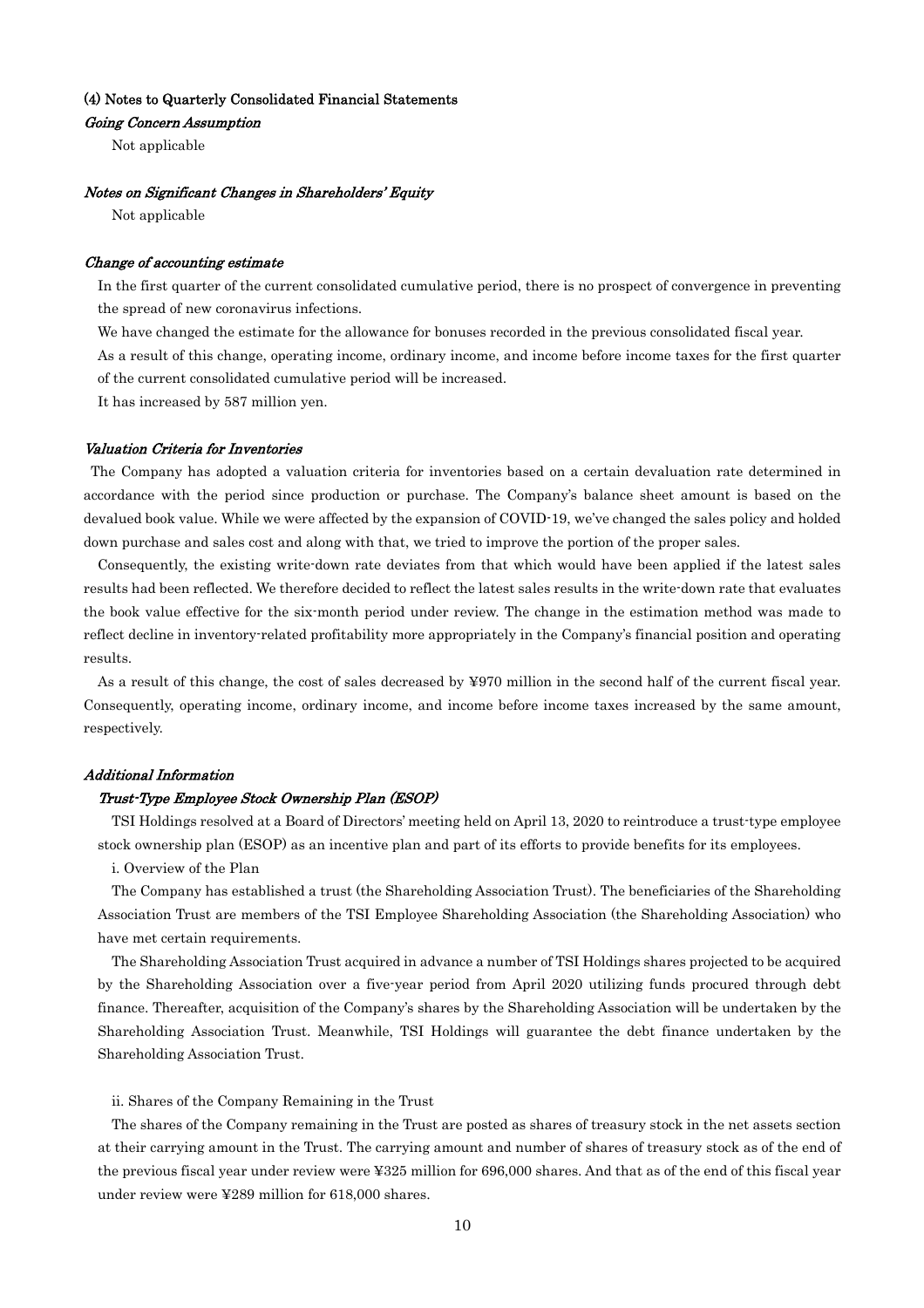### (4) Notes to Quarterly Consolidated Financial Statements

*Going Concern Assumption*

Not applicable

*Notes on Significant Changes in Shareholders' Equity*

Not applicable

*Change of accounting estimate*

In the first quarter of the current consolidated cumulative period, there is no prospect of convergence in preventing the spread of new coronavirus infections.

We have changed the estimate for the allowance for bonuses recorded in the previous consolidated fiscal year.

As a result of this change, operating income, ordinary income, and income before income taxes for the first quarter of the current consolidated cumulative period will be increased.

It has increased by 587 million yen.

*Valuation Criteria for Inventories*

The Company has adopted a valuation criteria for inventories based on a certain devaluation rate determined in accordance with the period since production or purchase. The Company's balance sheet amount is based on the devalued book value. While we were affected by the expansion of COVID-19, we've changed the sales policy and holded down purchase and sales cost and along with that, we tried to improve the portion of the proper sales.

Consequently, the existing write-down rate deviates from that which would have been applied if the latest sales results had been reflected. We therefore decided to reflect the latest sales results in the write-down rate that evaluates the book value effective for the six-month period under review. The change in the estimation method was made to reflect decline in inventory-related profitability more appropriately in the Company's financial position and operating results.

As a result of this change, the cost of sales decreased by ¥970 million in the second half of the current fiscal year. Consequently, operating income, ordinary income, and income before income taxes increased by the same amount, respectively.

*Additional Information*

*Trust-Type Employee Stock Ownership Plan (ESOP)*

TSI Holdings resolved at a Board of Directors' meeting held on April 13, 2020 to reintroduce a trust-type employee stock ownership plan (ESOP) as an incentive plan and part of its efforts to provide benefits for its employees.

i. Overview of the Plan

The Company has established a trust (the Shareholding Association Trust). The beneficiaries of the Shareholding Association Trust are members of the TSI Employee Shareholding Association (the Shareholding Association) who have met certain requirements.

The Shareholding Association Trust acquired in advance a number of TSI Holdings shares projected to be acquired by the Shareholding Association over a five-year period from April 2020 utilizing funds procured through debt finance. Thereafter, acquisition of the Company's shares by the Shareholding Association will be undertaken by the Shareholding Association Trust. Meanwhile, TSI Holdings will guarantee the debt finance undertaken by the Shareholding Association Trust.

ii. Shares of the Company Remaining in the Trust

The shares of the Company remaining in the Trust are posted as shares of treasury stock in the net assets section at their carrying amount in the Trust. The carrying amount and number of shares of treasury stock as of the end of the previous fiscal year under review were ¥325 million for 696,000 shares. And that as of the end of this fiscal year under review were ¥289 million for 618,000 shares.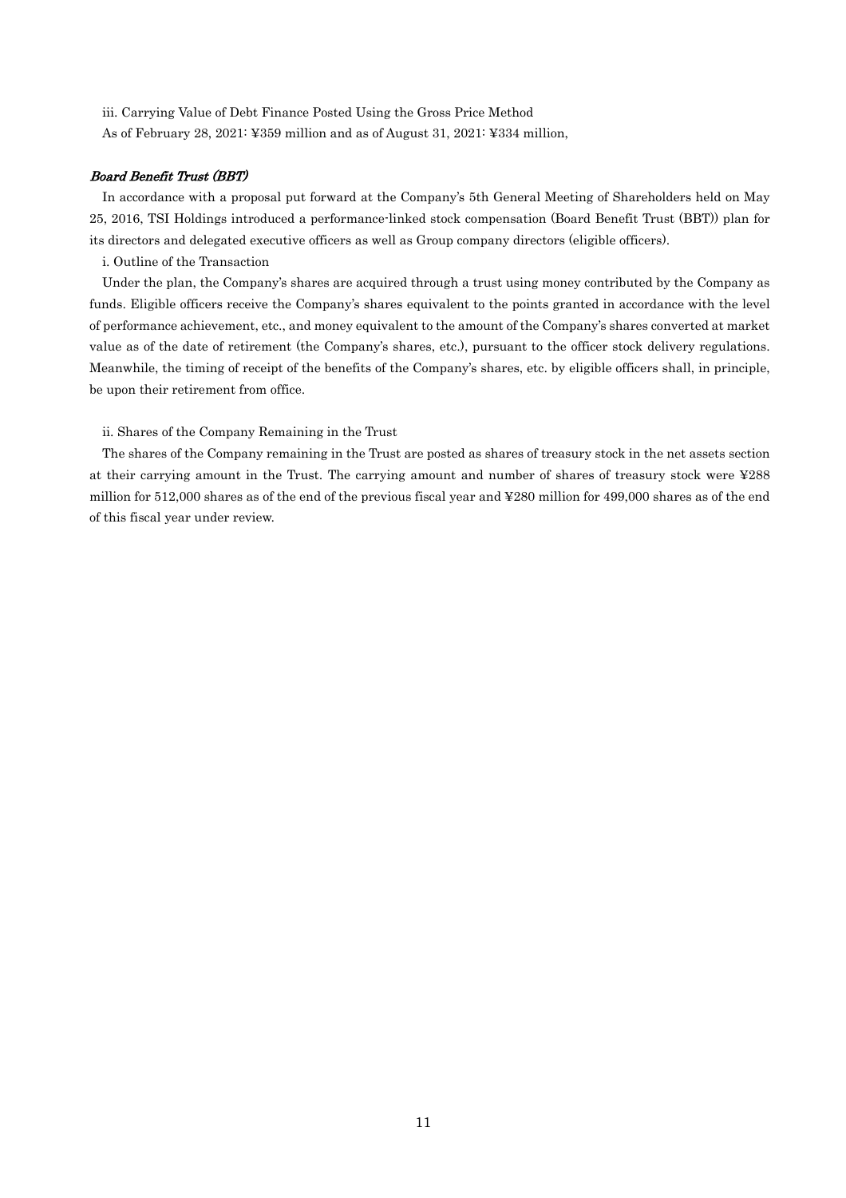iii. Carrying Value of Debt Finance Posted Using the Gross Price Method

As of February 28, 2021: ¥359 million and as of August 31, 2021: ¥334 million,

***Board Benefit Trust (BBT)***

In accordance with a proposal put forward at the Company's 5th General Meeting of Shareholders held on May 25, 2016, TSI Holdings introduced a performance-linked stock compensation (Board Benefit Trust (BBT)) plan for its directors and delegated executive officers as well as Group company directors (eligible officers).

i. Outline of the Transaction

Under the plan, the Company's shares are acquired through a trust using money contributed by the Company as funds. Eligible officers receive the Company's shares equivalent to the points granted in accordance with the level of performance achievement, etc., and money equivalent to the amount of the Company's shares converted at market value as of the date of retirement (the Company's shares, etc.), pursuant to the officer stock delivery regulations. Meanwhile, the timing of receipt of the benefits of the Company's shares, etc. by eligible officers shall, in principle, be upon their retirement from office.

ii. Shares of the Company Remaining in the Trust

The shares of the Company remaining in the Trust are posted as shares of treasury stock in the net assets section at their carrying amount in the Trust. The carrying amount and number of shares of treasury stock were ¥288 million for 512,000 shares as of the end of the previous fiscal year and ¥280 million for 499,000 shares as of the end of this fiscal year under review.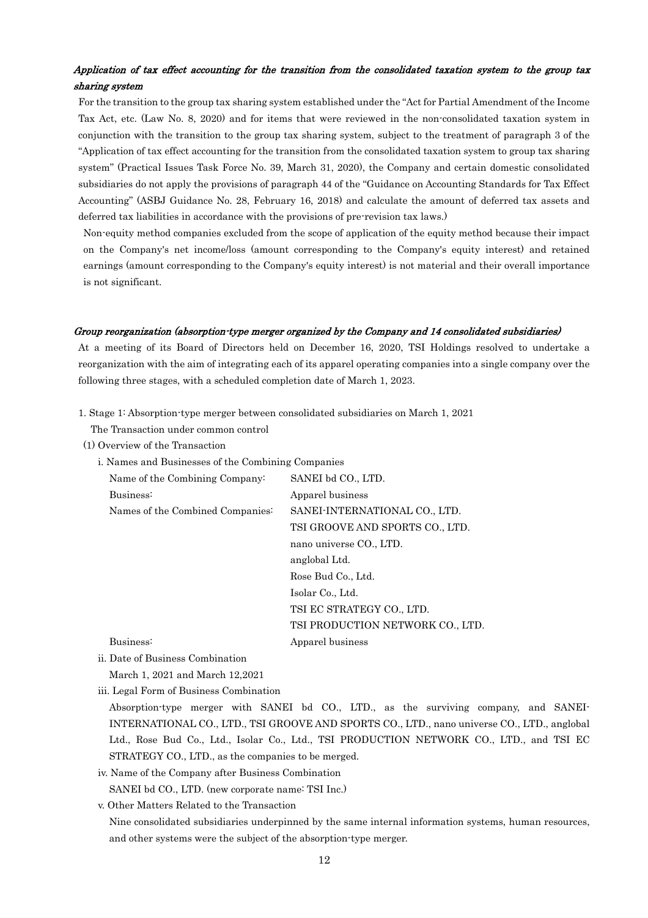***Application of tax effect accounting for the transition from the consolidated taxation system to the group tax sharing system***

For the transition to the group tax sharing system established under the "Act for Partial Amendment of the Income Tax Act, etc. (Law No. 8, 2020) and for items that were reviewed in the non-consolidated taxation system in conjunction with the transition to the group tax sharing system, subject to the treatment of paragraph 3 of the "Application of tax effect accounting for the transition from the consolidated taxation system to group tax sharing system" (Practical Issues Task Force No. 39, March 31, 2020), the Company and certain domestic consolidated subsidiaries do not apply the provisions of paragraph 44 of the "Guidance on Accounting Standards for Tax Effect Accounting" (ASBJ Guidance No. 28, February 16, 2018) and calculate the amount of deferred tax assets and deferred tax liabilities in accordance with the provisions of pre-revision tax laws.)

Non-equity method companies excluded from the scope of application of the equity method because their impact on the Company's net income/loss (amount corresponding to the Company's equity interest) and retained earnings (amount corresponding to the Company's equity interest) is not material and their overall importance is not significant.

***Group reorganization (absorption-type merger organized by the Company and 14 consolidated subsidiaries)***

At a meeting of its Board of Directors held on December 16, 2020, TSI Holdings resolved to undertake a reorganization with the aim of integrating each of its apparel operating companies into a single company over the following three stages, with a scheduled completion date of March 1, 2023.

1. Stage 1: Absorption-type merger between consolidated subsidiaries on March 1, 2021

   The Transaction under common control

(1) Overview of the Transaction

i. Names and Businesses of the Combining Companies

| | |
|---|---|
| Name of the Combining Company: | SANEI bd CO., LTD. |
| Business: | Apparel business |
| Names of the Combined Companies: | SANEI-INTERNATIONAL CO., LTD. |
| | TSI GROOVE AND SPORTS CO., LTD. |
| | nano universe CO., LTD. |
| | anglobal Ltd. |
| | Rose Bud Co., Ltd. |
| | Isolar Co., Ltd. |
| | TSI EC STRATEGY CO., LTD. |
| | TSI PRODUCTION NETWORK CO., LTD. |
| Business: | Apparel business |

ii. Date of Business Combination

March 1, 2021 and March 12,2021

iii. Legal Form of Business Combination

Absorption-type merger with SANEI bd CO., LTD., as the surviving company, and SANEI-INTERNATIONAL CO., LTD., TSI GROOVE AND SPORTS CO., LTD., nano universe CO., LTD., anglobal Ltd., Rose Bud Co., Ltd., Isolar Co., Ltd., TSI PRODUCTION NETWORK CO., LTD., and TSI EC STRATEGY CO., LTD., as the companies to be merged.

iv. Name of the Company after Business Combination

SANEI bd CO., LTD. (new corporate name: TSI Inc.)

v. Other Matters Related to the Transaction

Nine consolidated subsidiaries underpinned by the same internal information systems, human resources, and other systems were the subject of the absorption-type merger.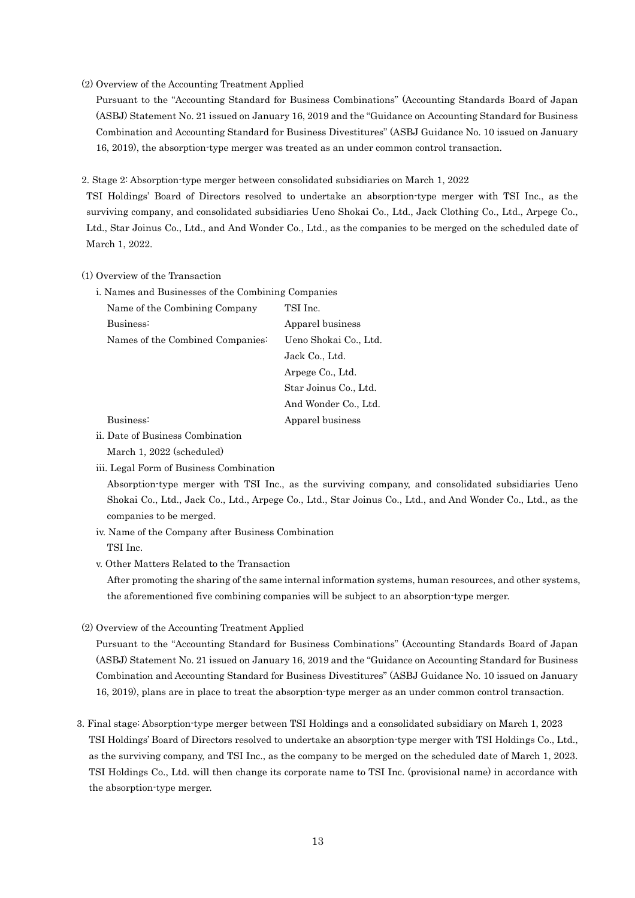(2) Overview of the Accounting Treatment Applied

Pursuant to the "Accounting Standard for Business Combinations" (Accounting Standards Board of Japan (ASBJ) Statement No. 21 issued on January 16, 2019 and the "Guidance on Accounting Standard for Business Combination and Accounting Standard for Business Divestitures" (ASBJ Guidance No. 10 issued on January 16, 2019), the absorption-type merger was treated as an under common control transaction.

2. Stage 2: Absorption-type merger between consolidated subsidiaries on March 1, 2022

TSI Holdings' Board of Directors resolved to undertake an absorption-type merger with TSI Inc., as the surviving company, and consolidated subsidiaries Ueno Shokai Co., Ltd., Jack Clothing Co., Ltd., Arpege Co., Ltd., Star Joinus Co., Ltd., and And Wonder Co., Ltd., as the companies to be merged on the scheduled date of March 1, 2022.

(1) Overview of the Transaction

i. Names and Businesses of the Combining Companies

| | |
|---|---|
| Name of the Combining Company | TSI Inc. |
| Business: | Apparel business |
| Names of the Combined Companies: | Ueno Shokai Co., Ltd. |
| | Jack Co., Ltd. |
| | Arpege Co., Ltd. |
| | Star Joinus Co., Ltd. |
| | And Wonder Co., Ltd. |
| Business: | Apparel business |

ii. Date of Business Combination

March 1, 2022 (scheduled)

iii. Legal Form of Business Combination

Absorption-type merger with TSI Inc., as the surviving company, and consolidated subsidiaries Ueno Shokai Co., Ltd., Jack Co., Ltd., Arpege Co., Ltd., Star Joinus Co., Ltd., and And Wonder Co., Ltd., as the companies to be merged.

iv. Name of the Company after Business Combination

TSI Inc.

v. Other Matters Related to the Transaction

After promoting the sharing of the same internal information systems, human resources, and other systems, the aforementioned five combining companies will be subject to an absorption-type merger.

(2) Overview of the Accounting Treatment Applied

Pursuant to the "Accounting Standard for Business Combinations" (Accounting Standards Board of Japan (ASBJ) Statement No. 21 issued on January 16, 2019 and the "Guidance on Accounting Standard for Business Combination and Accounting Standard for Business Divestitures" (ASBJ Guidance No. 10 issued on January 16, 2019), plans are in place to treat the absorption-type merger as an under common control transaction.

3. Final stage: Absorption-type merger between TSI Holdings and a consolidated subsidiary on March 1, 2023

TSI Holdings' Board of Directors resolved to undertake an absorption-type merger with TSI Holdings Co., Ltd., as the surviving company, and TSI Inc., as the company to be merged on the scheduled date of March 1, 2023. TSI Holdings Co., Ltd. will then change its corporate name to TSI Inc. (provisional name) in accordance with the absorption-type merger.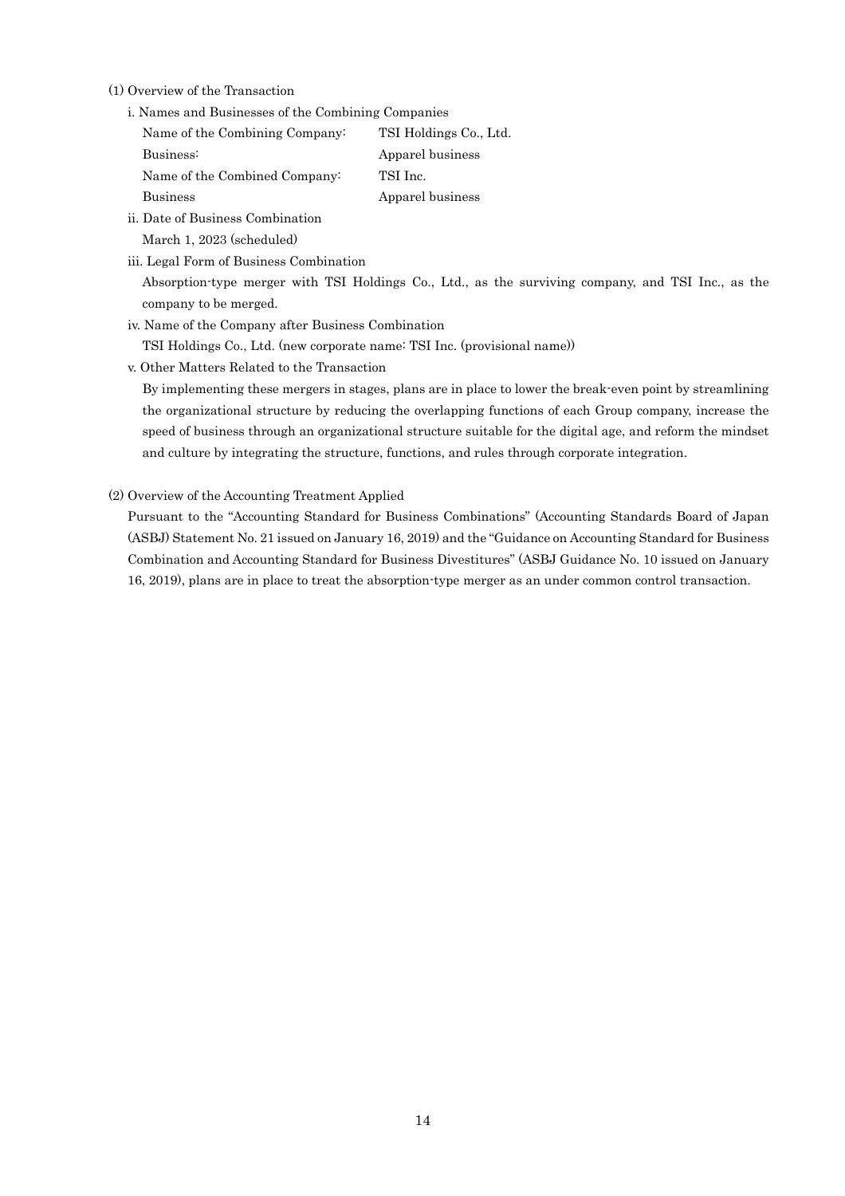(1) Overview of the Transaction

i. Names and Businesses of the Combining Companies

| | |
|---|---|
| Name of the Combining Company: | TSI Holdings Co., Ltd. |
| Business: | Apparel business |
| Name of the Combined Company: | TSI Inc. |
| Business | Apparel business |

ii. Date of Business Combination

March 1, 2023 (scheduled)

iii. Legal Form of Business Combination

Absorption-type merger with TSI Holdings Co., Ltd., as the surviving company, and TSI Inc., as the company to be merged.

iv. Name of the Company after Business Combination

TSI Holdings Co., Ltd. (new corporate name: TSI Inc. (provisional name))

v. Other Matters Related to the Transaction

By implementing these mergers in stages, plans are in place to lower the break-even point by streamlining the organizational structure by reducing the overlapping functions of each Group company, increase the speed of business through an organizational structure suitable for the digital age, and reform the mindset and culture by integrating the structure, functions, and rules through corporate integration.

(2) Overview of the Accounting Treatment Applied

Pursuant to the "Accounting Standard for Business Combinations" (Accounting Standards Board of Japan (ASBJ) Statement No. 21 issued on January 16, 2019) and the "Guidance on Accounting Standard for Business Combination and Accounting Standard for Business Divestitures" (ASBJ Guidance No. 10 issued on January 16, 2019), plans are in place to treat the absorption-type merger as an under common control transaction.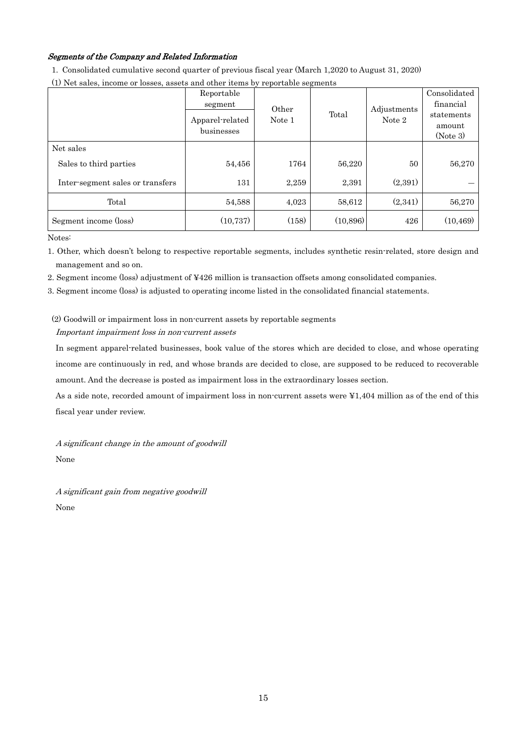### *Segments of the Company and Related Information*

1. Consolidated cumulative second quarter of previous fiscal year (March 1,2020 to August 31, 2020)

(1) Net sales, income or losses, assets and other items by reportable segments

| | Reportable segment | Other Note 1 | Total | Adjustments Note 2 | Consolidated financial statements amount (Note 3) |
|---|---|---|---|---|---|
| | Apparel-related businesses | | | | |
| Net sales | | | | | |
| Sales to third parties | 54,456 | 1764 | 56,220 | 50 | 56,270 |
| Inter-segment sales or transfers | 131 | 2,259 | 2,391 | (2,391) | — |
| Total | 54,588 | 4,023 | 58,612 | (2,341) | 56,270 |
| Segment income (loss) | (10,737) | (158) | (10,896) | 426 | (10,469) |

Notes:

1. Other, which doesn't belong to respective reportable segments, includes synthetic resin-related, store design and management and so on.
2. Segment income (loss) adjustment of ¥426 million is transaction offsets among consolidated companies.
3. Segment income (loss) is adjusted to operating income listed in the consolidated financial statements.

(2) Goodwill or impairment loss in non-current assets by reportable segments

*Important impairment loss in non-current assets*

In segment apparel-related businesses, book value of the stores which are decided to close, and whose operating income are continuously in red, and whose brands are decided to close, are supposed to be reduced to recoverable amount. And the decrease is posted as impairment loss in the extraordinary losses section.

As a side note, recorded amount of impairment loss in non-current assets were ¥1,404 million as of the end of this fiscal year under review.

*A significant change in the amount of goodwill*

None

*A significant gain from negative goodwill*

None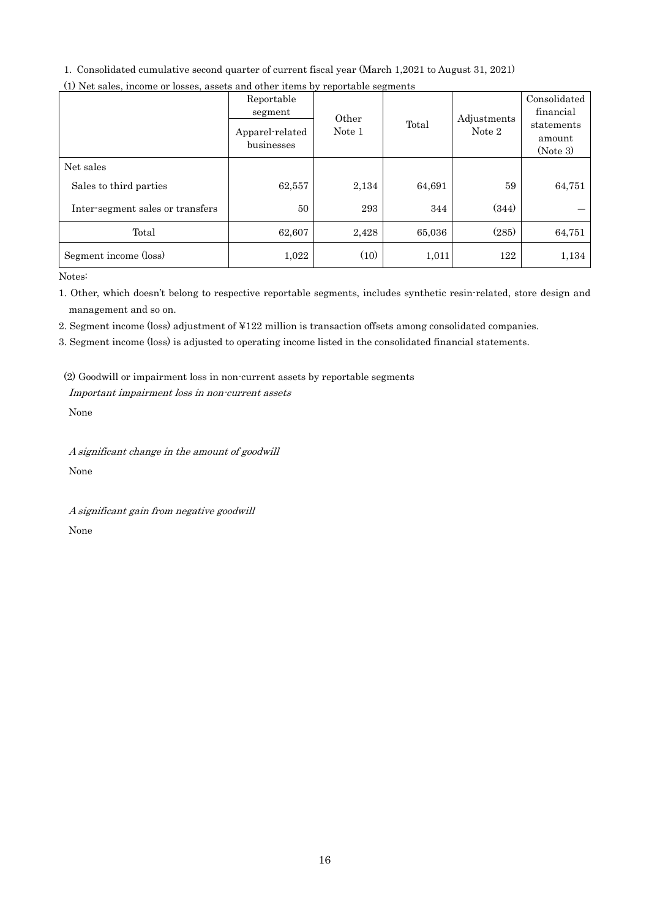1. Consolidated cumulative second quarter of current fiscal year (March 1,2021 to August 31, 2021)

(1) Net sales, income or losses, assets and other items by reportable segments

| | Reportable segment | Other Note 1 | Total | Adjustments Note 2 | Consolidated financial statements amount (Note 3) |
|---|---|---|---|---|---|
| | Apparel-related businesses | | | | |
| Net sales | | | | | |
| Sales to third parties | 62,557 | 2,134 | 64,691 | 59 | 64,751 |
| Inter-segment sales or transfers | 50 | 293 | 344 | (344) | — |
| Total | 62,607 | 2,428 | 65,036 | (285) | 64,751 |
| Segment income (loss) | 1,022 | (10) | 1,011 | 122 | 1,134 |

Notes:

1. Other, which doesn't belong to respective reportable segments, includes synthetic resin-related, store design and management and so on.
2. Segment income (loss) adjustment of ¥122 million is transaction offsets among consolidated companies.
3. Segment income (loss) is adjusted to operating income listed in the consolidated financial statements.

(2) Goodwill or impairment loss in non-current assets by reportable segments

*Important impairment loss in non-current assets*

None

*A significant change in the amount of goodwill*

None

*A significant gain from negative goodwill*

None